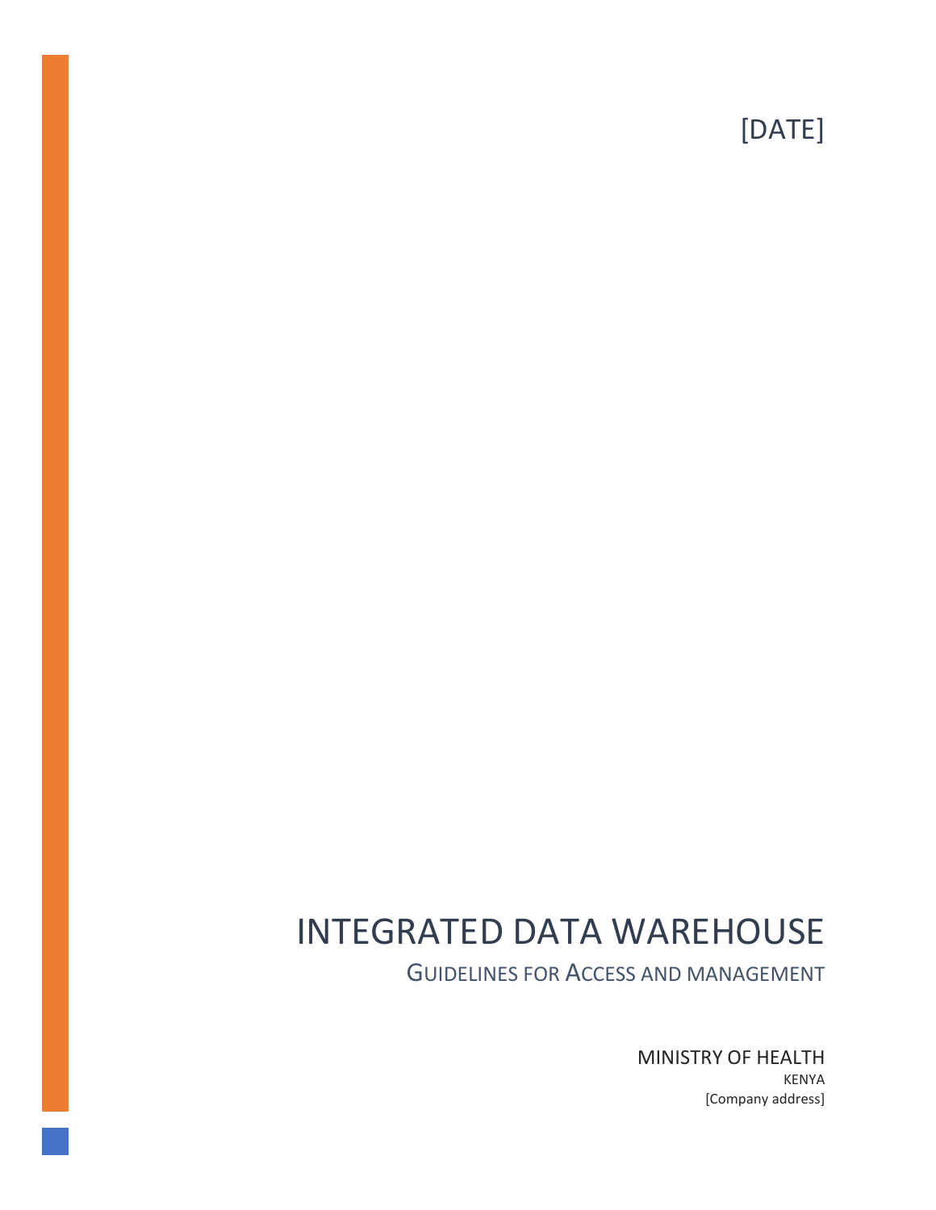[DATE]

# INTEGRATED DATA WAREHOUSE

## GUIDELINES FOR ACCESS AND MANAGEMENT

MINISTRY OF HEALTH

KENYA

[Company address]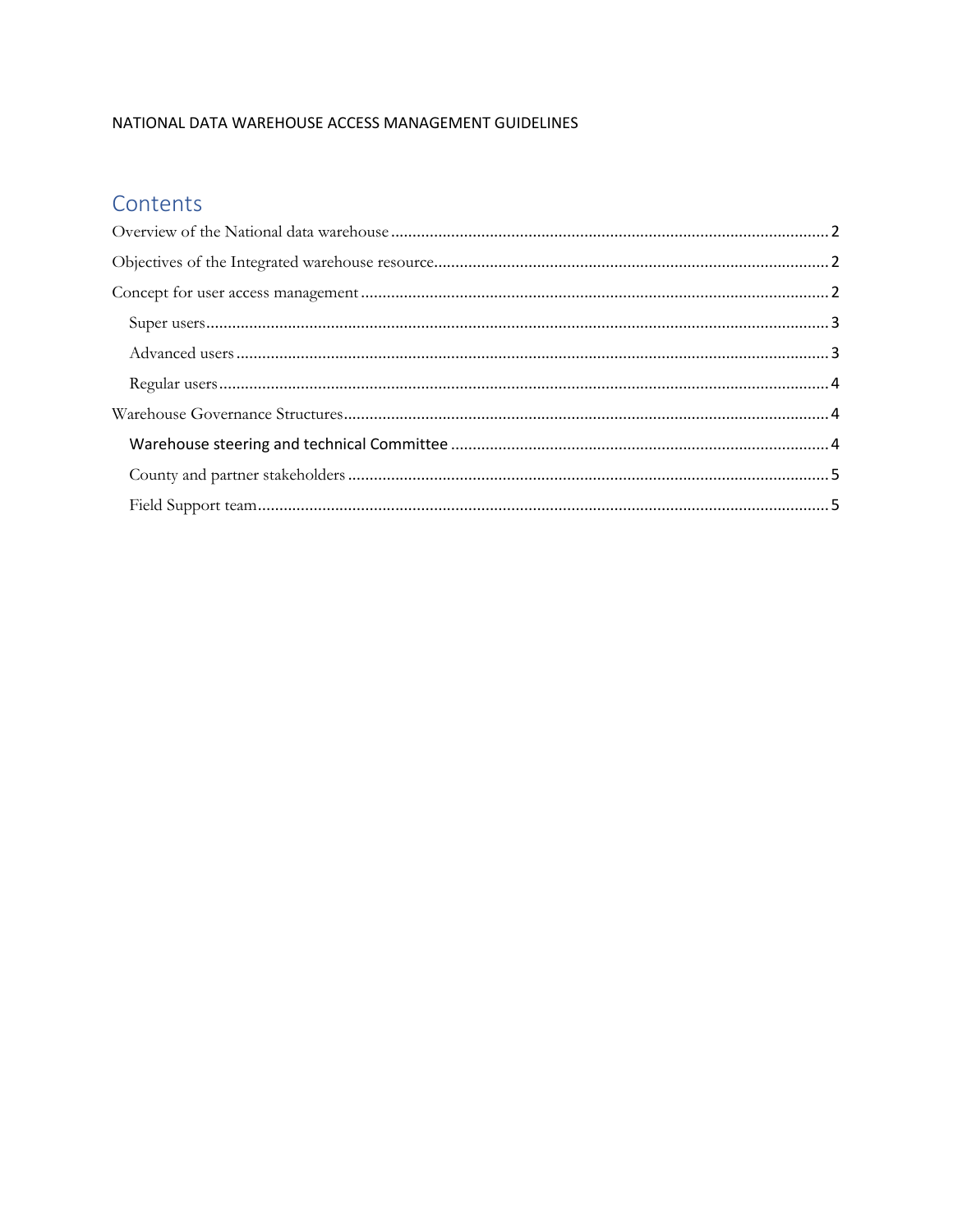NATIONAL DATA WAREHOUSE ACCESS MANAGEMENT GUIDELINES

## Contents

Overview of the National data warehouse ..... 2

Objectives of the Integrated warehouse resource ..... 2

Concept for user access management ..... 2

- Super users ..... 3
- Advanced users ..... 3
- Regular users ..... 4

Warehouse Governance Structures ..... 4

- Warehouse steering and technical Committee ..... 4
- County and partner stakeholders ..... 5
- Field Support team ..... 5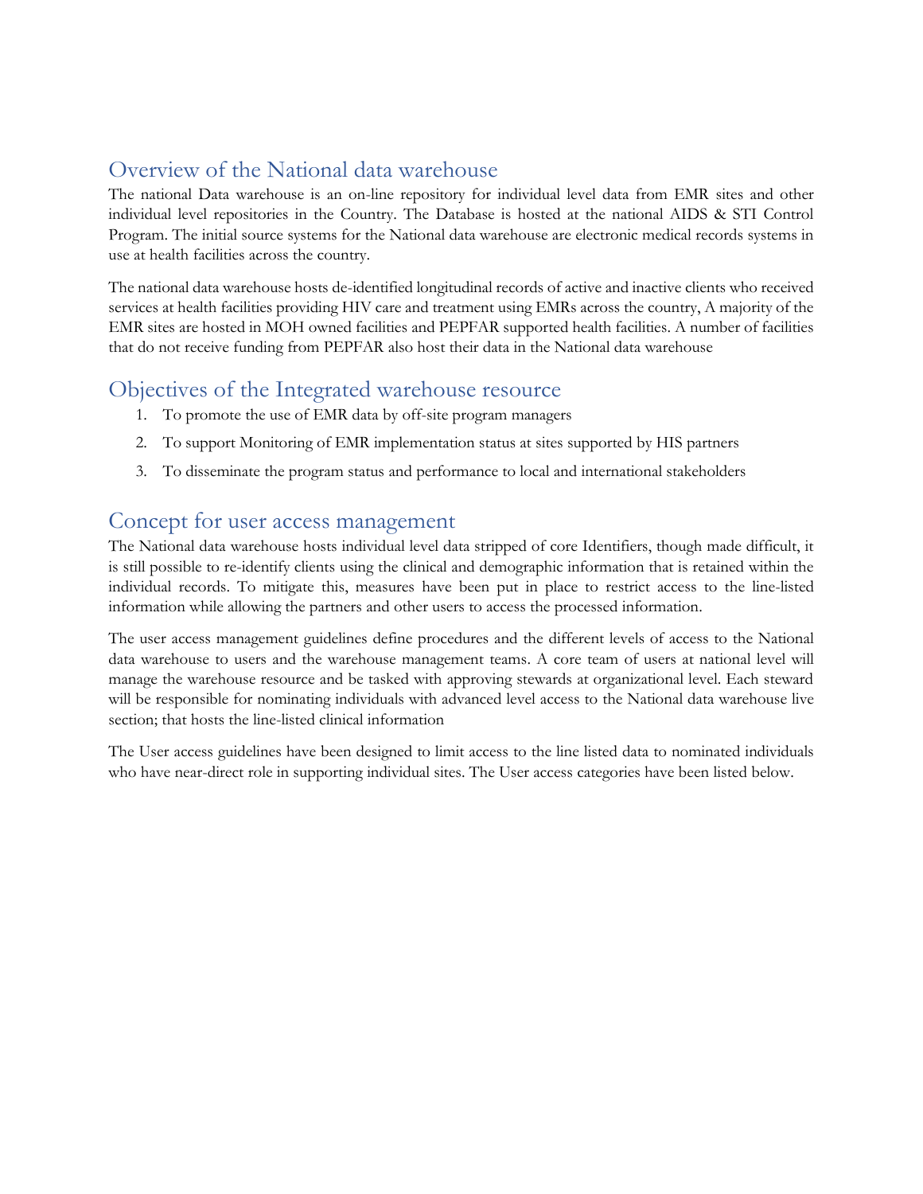## Overview of the National data warehouse

The national Data warehouse is an on-line repository for individual level data from EMR sites and other individual level repositories in the Country. The Database is hosted at the national AIDS & STI Control Program. The initial source systems for the National data warehouse are electronic medical records systems in use at health facilities across the country.

The national data warehouse hosts de-identified longitudinal records of active and inactive clients who received services at health facilities providing HIV care and treatment using EMRs across the country, A majority of the EMR sites are hosted in MOH owned facilities and PEPFAR supported health facilities. A number of facilities that do not receive funding from PEPFAR also host their data in the National data warehouse

## Objectives of the Integrated warehouse resource

1. To promote the use of EMR data by off-site program managers
2. To support Monitoring of EMR implementation status at sites supported by HIS partners
3. To disseminate the program status and performance to local and international stakeholders

## Concept for user access management

The National data warehouse hosts individual level data stripped of core Identifiers, though made difficult, it is still possible to re-identify clients using the clinical and demographic information that is retained within the individual records. To mitigate this, measures have been put in place to restrict access to the line-listed information while allowing the partners and other users to access the processed information.

The user access management guidelines define procedures and the different levels of access to the National data warehouse to users and the warehouse management teams. A core team of users at national level will manage the warehouse resource and be tasked with approving stewards at organizational level. Each steward will be responsible for nominating individuals with advanced level access to the National data warehouse live section; that hosts the line-listed clinical information

The User access guidelines have been designed to limit access to the line listed data to nominated individuals who have near-direct role in supporting individual sites. The User access categories have been listed below.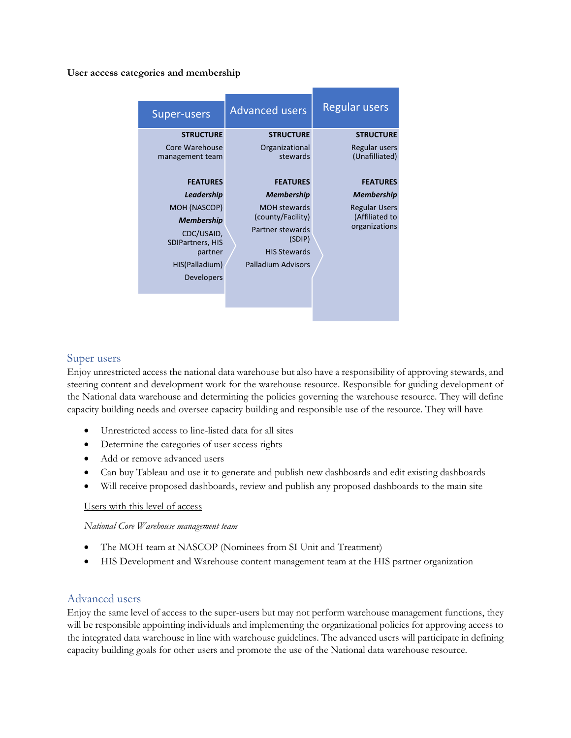**User access categories and membership**

| Super-users | Advanced users | Regular users |
|---|---|---|
| **STRUCTURE** | **STRUCTURE** | **STRUCTURE** |
| Core Warehouse management team | Organizational stewards | Regular users (Unafilliated) |
| **FEATURES** | **FEATURES** | **FEATURES** |
| ***Leadership*** | ***Membership*** | ***Membership*** |
| MOH (NASCOP) | MOH stewards (county/Facility) | Regular Users (Affiliated to organizations |
| ***Membership*** | Partner stewards (SDIP) | |
| CDC/USAID, SDIPartners, HIS partner | HIS Stewards | |
| HIS(Palladium) | Palladium Advisors | |
| Developers | | |

## Super users

Enjoy unrestricted access the national data warehouse but also have a responsibility of approving stewards, and steering content and development work for the warehouse resource. Responsible for guiding development of the National data warehouse and determining the policies governing the warehouse resource. They will define capacity building needs and oversee capacity building and responsible use of the resource. They will have

- Unrestricted access to line-listed data for all sites
- Determine the categories of user access rights
- Add or remove advanced users
- Can buy Tableau and use it to generate and publish new dashboards and edit existing dashboards
- Will receive proposed dashboards, review and publish any proposed dashboards to the main site

<u>Users with this level of access</u>

*National Core Warehouse management team*

- The MOH team at NASCOP (Nominees from SI Unit and Treatment)
- HIS Development and Warehouse content management team at the HIS partner organization

## Advanced users

Enjoy the same level of access to the super-users but may not perform warehouse management functions, they will be responsible appointing individuals and implementing the organizational policies for approving access to the integrated data warehouse in line with warehouse guidelines. The advanced users will participate in defining capacity building goals for other users and promote the use of the National data warehouse resource.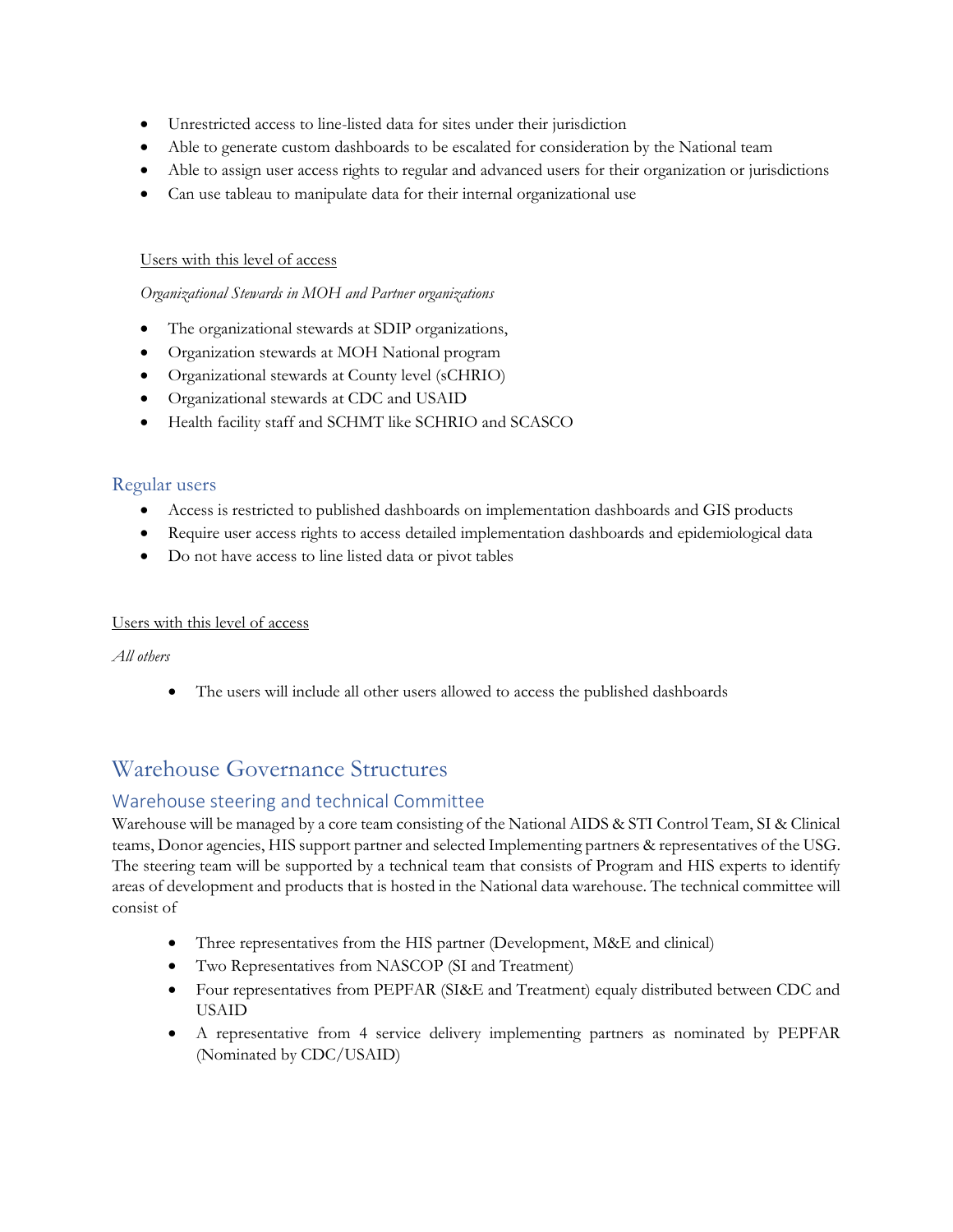- Unrestricted access to line-listed data for sites under their jurisdiction
- Able to generate custom dashboards to be escalated for consideration by the National team
- Able to assign user access rights to regular and advanced users for their organization or jurisdictions
- Can use tableau to manipulate data for their internal organizational use

<u>Users with this level of access</u>

*Organizational Stewards in MOH and Partner organizations*

- The organizational stewards at SDIP organizations,
- Organization stewards at MOH National program
- Organizational stewards at County level (sCHRIO)
- Organizational stewards at CDC and USAID
- Health facility staff and SCHMT like SCHRIO and SCASCO

### Regular users

- Access is restricted to published dashboards on implementation dashboards and GIS products
- Require user access rights to access detailed implementation dashboards and epidemiological data
- Do not have access to line listed data or pivot tables

<u>Users with this level of access</u>

*All others*

- The users will include all other users allowed to access the published dashboards

# Warehouse Governance Structures

## Warehouse steering and technical Committee

Warehouse will be managed by a core team consisting of the National AIDS & STI Control Team, SI & Clinical teams, Donor agencies, HIS support partner and selected Implementing partners & representatives of the USG. The steering team will be supported by a technical team that consists of Program and HIS experts to identify areas of development and products that is hosted in the National data warehouse. The technical committee will consist of

- Three representatives from the HIS partner (Development, M&E and clinical)
- Two Representatives from NASCOP (SI and Treatment)
- Four representatives from PEPFAR (SI&E and Treatment) equaly distributed between CDC and USAID
- A representative from 4 service delivery implementing partners as nominated by PEPFAR (Nominated by CDC/USAID)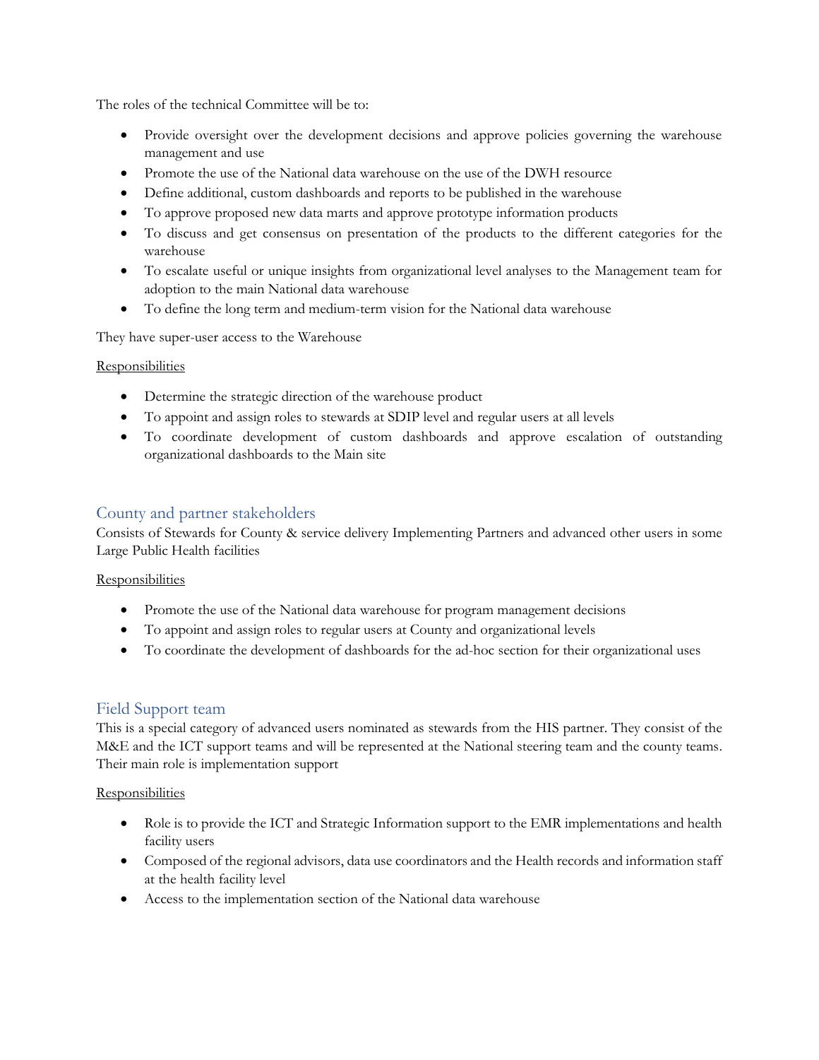The roles of the technical Committee will be to:

- Provide oversight over the development decisions and approve policies governing the warehouse management and use
- Promote the use of the National data warehouse on the use of the DWH resource
- Define additional, custom dashboards and reports to be published in the warehouse
- To approve proposed new data marts and approve prototype information products
- To discuss and get consensus on presentation of the products to the different categories for the warehouse
- To escalate useful or unique insights from organizational level analyses to the Management team for adoption to the main National data warehouse
- To define the long term and medium-term vision for the National data warehouse

They have super-user access to the Warehouse

Responsibilities

- Determine the strategic direction of the warehouse product
- To appoint and assign roles to stewards at SDIP level and regular users at all levels
- To coordinate development of custom dashboards and approve escalation of outstanding organizational dashboards to the Main site

## County and partner stakeholders

Consists of Stewards for County & service delivery Implementing Partners and advanced other users in some Large Public Health facilities

Responsibilities

- Promote the use of the National data warehouse for program management decisions
- To appoint and assign roles to regular users at County and organizational levels
- To coordinate the development of dashboards for the ad-hoc section for their organizational uses

## Field Support team

This is a special category of advanced users nominated as stewards from the HIS partner. They consist of the M&E and the ICT support teams and will be represented at the National steering team and the county teams. Their main role is implementation support

Responsibilities

- Role is to provide the ICT and Strategic Information support to the EMR implementations and health facility users
- Composed of the regional advisors, data use coordinators and the Health records and information staff at the health facility level
- Access to the implementation section of the National data warehouse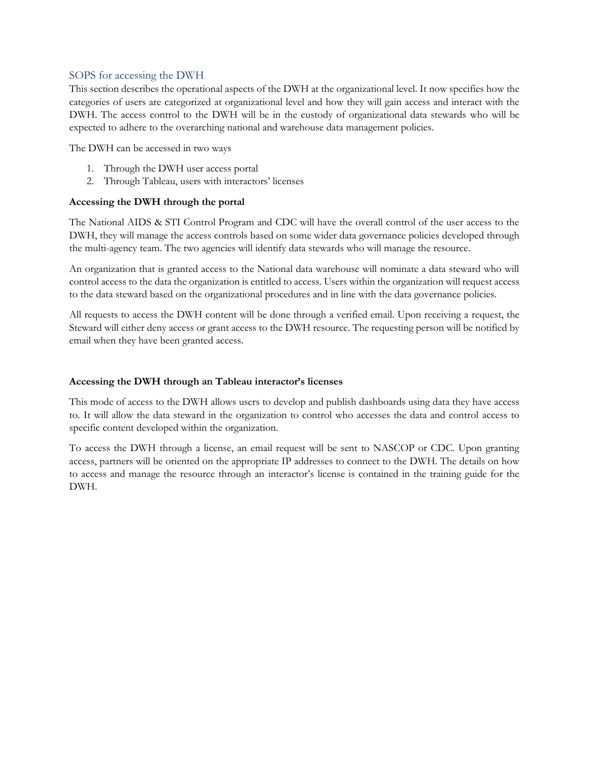## SOPS for accessing the DWH

This section describes the operational aspects of the DWH at the organizational level. It now specifies how the categories of users are categorized at organizational level and how they will gain access and interact with the DWH. The access control to the DWH will be in the custody of organizational data stewards who will be expected to adhere to the overarching national and warehouse data management policies.

The DWH can be accessed in two ways

1. Through the DWH user access portal
2. Through Tableau, users with interactors' licenses

**Accessing the DWH through the portal**

The National AIDS & STI Control Program and CDC will have the overall control of the user access to the DWH, they will manage the access controls based on some wider data governance policies developed through the multi-agency team. The two agencies will identify data stewards who will manage the resource.

An organization that is granted access to the National data warehouse will nominate a data steward who will control access to the data the organization is entitled to access. Users within the organization will request access to the data steward based on the organizational procedures and in line with the data governance policies.

All requests to access the DWH content will be done through a verified email. Upon receiving a request, the Steward will either deny access or grant access to the DWH resource. The requesting person will be notified by email when they have been granted access.

**Accessing the DWH through an Tableau interactor's licenses**

This mode of access to the DWH allows users to develop and publish dashboards using data they have access to. It will allow the data steward in the organization to control who accesses the data and control access to specific content developed within the organization.

To access the DWH through a license, an email request will be sent to NASCOP or CDC. Upon granting access, partners will be oriented on the appropriate IP addresses to connect to the DWH. The details on how to access and manage the resource through an interactor's license is contained in the training guide for the DWH.